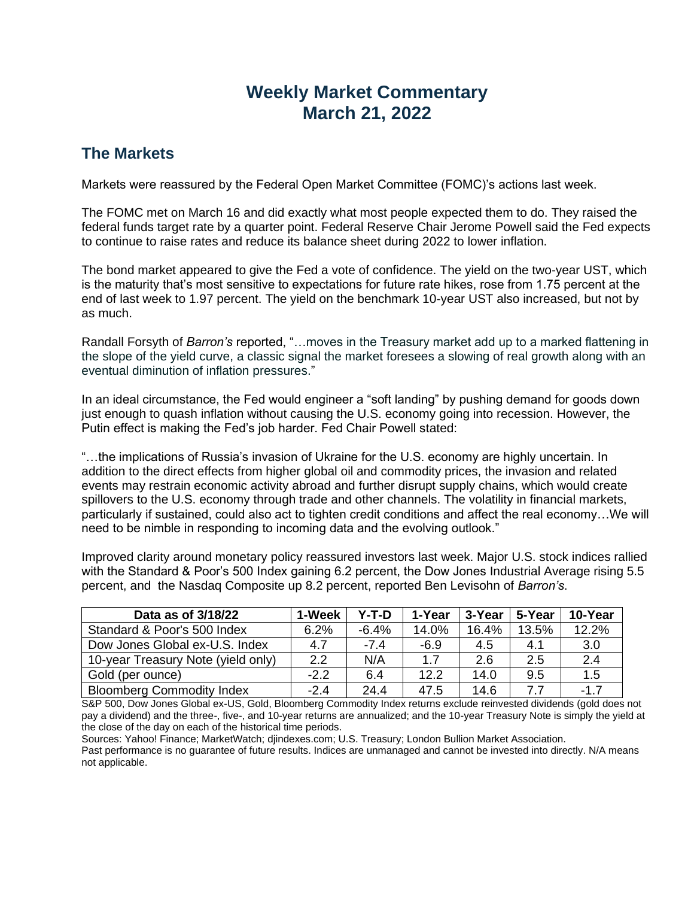# Weekly Market Commentary
# March 21, 2022

## The Markets

Markets were reassured by the Federal Open Market Committee (FOMC)'s actions last week.

The FOMC met on March 16 and did exactly what most people expected them to do. They raised the federal funds target rate by a quarter point. Federal Reserve Chair Jerome Powell said the Fed expects to continue to raise rates and reduce its balance sheet during 2022 to lower inflation.

The bond market appeared to give the Fed a vote of confidence. The yield on the two-year UST, which is the maturity that's most sensitive to expectations for future rate hikes, rose from 1.75 percent at the end of last week to 1.97 percent. The yield on the benchmark 10-year UST also increased, but not by as much.

Randall Forsyth of *Barron's* reported, "…moves in the Treasury market add up to a marked flattening in the slope of the yield curve, a classic signal the market foresees a slowing of real growth along with an eventual diminution of inflation pressures."

In an ideal circumstance, the Fed would engineer a "soft landing" by pushing demand for goods down just enough to quash inflation without causing the U.S. economy going into recession. However, the Putin effect is making the Fed's job harder. Fed Chair Powell stated:

"…the implications of Russia's invasion of Ukraine for the U.S. economy are highly uncertain. In addition to the direct effects from higher global oil and commodity prices, the invasion and related events may restrain economic activity abroad and further disrupt supply chains, which would create spillovers to the U.S. economy through trade and other channels. The volatility in financial markets, particularly if sustained, could also act to tighten credit conditions and affect the real economy…We will need to be nimble in responding to incoming data and the evolving outlook."

Improved clarity around monetary policy reassured investors last week. Major U.S. stock indices rallied with the Standard & Poor's 500 Index gaining 6.2 percent, the Dow Jones Industrial Average rising 5.5 percent, and the Nasdaq Composite up 8.2 percent, reported Ben Levisohn of *Barron's*.

| Data as of 3/18/22 | 1-Week | Y-T-D | 1-Year | 3-Year | 5-Year | 10-Year |
|---|---|---|---|---|---|---|
| Standard & Poor's 500 Index | 6.2% | -6.4% | 14.0% | 16.4% | 13.5% | 12.2% |
| Dow Jones Global ex-U.S. Index | 4.7 | -7.4 | -6.9 | 4.5 | 4.1 | 3.0 |
| 10-year Treasury Note (yield only) | 2.2 | N/A | 1.7 | 2.6 | 2.5 | 2.4 |
| Gold (per ounce) | -2.2 | 6.4 | 12.2 | 14.0 | 9.5 | 1.5 |
| Bloomberg Commodity Index | -2.4 | 24.4 | 47.5 | 14.6 | 7.7 | -1.7 |

S&P 500, Dow Jones Global ex-US, Gold, Bloomberg Commodity Index returns exclude reinvested dividends (gold does not pay a dividend) and the three-, five-, and 10-year returns are annualized; and the 10-year Treasury Note is simply the yield at the close of the day on each of the historical time periods.

Sources: Yahoo! Finance; MarketWatch; djindexes.com; U.S. Treasury; London Bullion Market Association.

Past performance is no guarantee of future results. Indices are unmanaged and cannot be invested into directly. N/A means not applicable.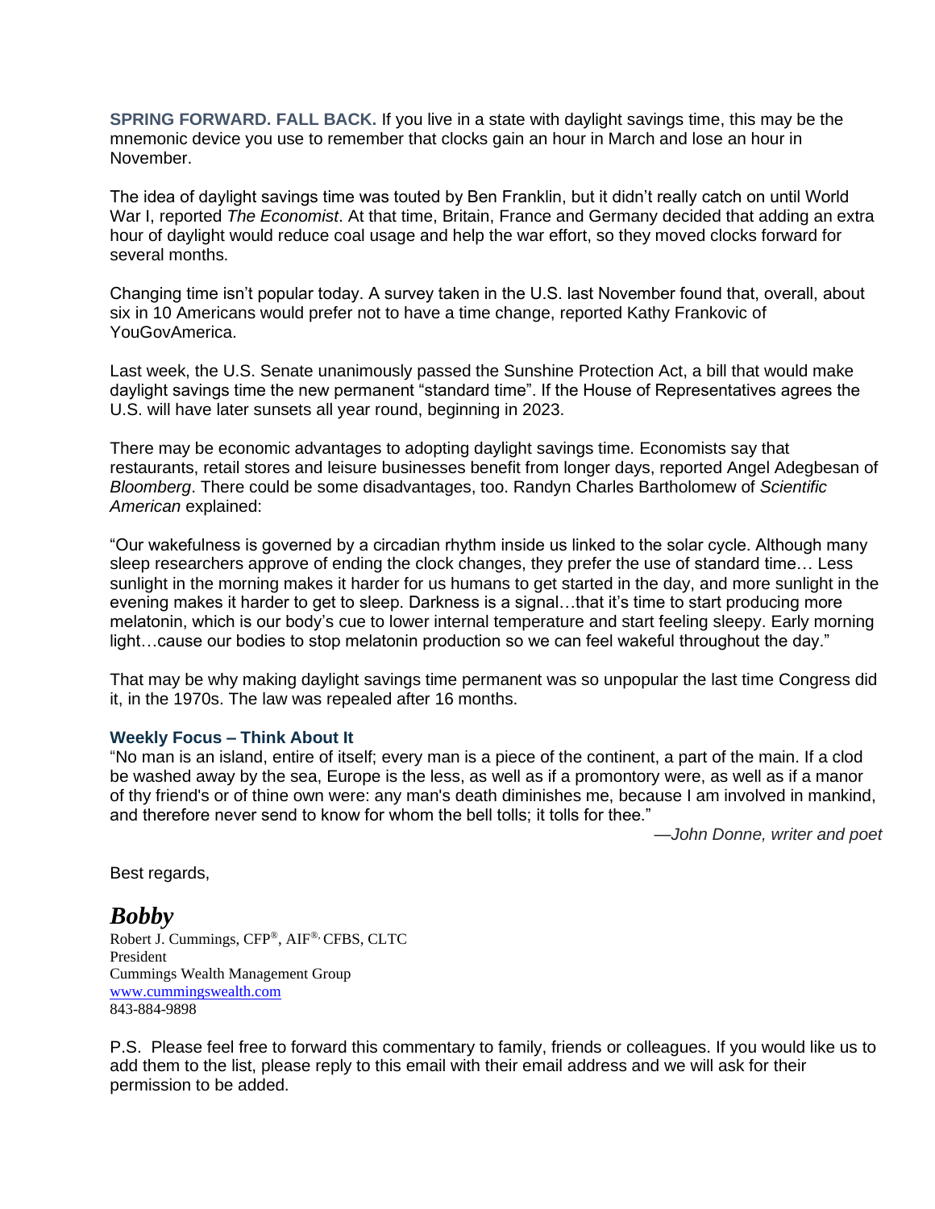**SPRING FORWARD. FALL BACK.** If you live in a state with daylight savings time, this may be the mnemonic device you use to remember that clocks gain an hour in March and lose an hour in November.

The idea of daylight savings time was touted by Ben Franklin, but it didn't really catch on until World War I, reported *The Economist*. At that time, Britain, France and Germany decided that adding an extra hour of daylight would reduce coal usage and help the war effort, so they moved clocks forward for several months.

Changing time isn't popular today. A survey taken in the U.S. last November found that, overall, about six in 10 Americans would prefer not to have a time change, reported Kathy Frankovic of YouGovAmerica.

Last week, the U.S. Senate unanimously passed the Sunshine Protection Act, a bill that would make daylight savings time the new permanent "standard time". If the House of Representatives agrees the U.S. will have later sunsets all year round, beginning in 2023.

There may be economic advantages to adopting daylight savings time. Economists say that restaurants, retail stores and leisure businesses benefit from longer days, reported Angel Adegbesan of *Bloomberg*. There could be some disadvantages, too. Randyn Charles Bartholomew of *Scientific American* explained:

"Our wakefulness is governed by a circadian rhythm inside us linked to the solar cycle. Although many sleep researchers approve of ending the clock changes, they prefer the use of standard time… Less sunlight in the morning makes it harder for us humans to get started in the day, and more sunlight in the evening makes it harder to get to sleep. Darkness is a signal…that it's time to start producing more melatonin, which is our body's cue to lower internal temperature and start feeling sleepy. Early morning light…cause our bodies to stop melatonin production so we can feel wakeful throughout the day."

That may be why making daylight savings time permanent was so unpopular the last time Congress did it, in the 1970s. The law was repealed after 16 months.

### Weekly Focus – Think About It

"No man is an island, entire of itself; every man is a piece of the continent, a part of the main. If a clod be washed away by the sea, Europe is the less, as well as if a promontory were, as well as if a manor of thy friend's or of thine own were: any man's death diminishes me, because I am involved in mankind, and therefore never send to know for whom the bell tolls; it tolls for thee."

—*John Donne, writer and poet*

Best regards,

***Bobby***
Robert J. Cummings, CFP®, AIF®, CFBS, CLTC
President
Cummings Wealth Management Group
www.cummingswealth.com
843-884-9898

P.S. Please feel free to forward this commentary to family, friends or colleagues. If you would like us to add them to the list, please reply to this email with their email address and we will ask for their permission to be added.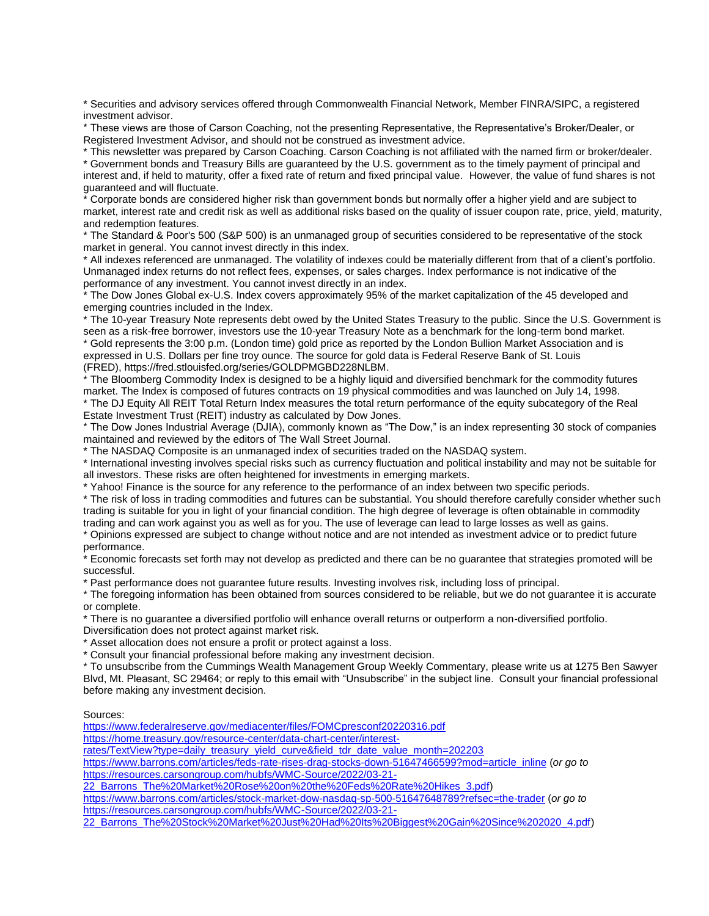* Securities and advisory services offered through Commonwealth Financial Network, Member FINRA/SIPC, a registered investment advisor.
* These views are those of Carson Coaching, not the presenting Representative, the Representative's Broker/Dealer, or Registered Investment Advisor, and should not be construed as investment advice.
* This newsletter was prepared by Carson Coaching. Carson Coaching is not affiliated with the named firm or broker/dealer.
* Government bonds and Treasury Bills are guaranteed by the U.S. government as to the timely payment of principal and interest and, if held to maturity, offer a fixed rate of return and fixed principal value. However, the value of fund shares is not guaranteed and will fluctuate.
* Corporate bonds are considered higher risk than government bonds but normally offer a higher yield and are subject to market, interest rate and credit risk as well as additional risks based on the quality of issuer coupon rate, price, yield, maturity, and redemption features.
* The Standard & Poor's 500 (S&P 500) is an unmanaged group of securities considered to be representative of the stock market in general. You cannot invest directly in this index.
* All indexes referenced are unmanaged. The volatility of indexes could be materially different from that of a client's portfolio. Unmanaged index returns do not reflect fees, expenses, or sales charges. Index performance is not indicative of the performance of any investment. You cannot invest directly in an index.
* The Dow Jones Global ex-U.S. Index covers approximately 95% of the market capitalization of the 45 developed and emerging countries included in the Index.
* The 10-year Treasury Note represents debt owed by the United States Treasury to the public. Since the U.S. Government is seen as a risk-free borrower, investors use the 10-year Treasury Note as a benchmark for the long-term bond market.
* Gold represents the 3:00 p.m. (London time) gold price as reported by the London Bullion Market Association and is expressed in U.S. Dollars per fine troy ounce. The source for gold data is Federal Reserve Bank of St. Louis (FRED), https://fred.stlouisfed.org/series/GOLDPMGBD228NLBM.
* The Bloomberg Commodity Index is designed to be a highly liquid and diversified benchmark for the commodity futures market. The Index is composed of futures contracts on 19 physical commodities and was launched on July 14, 1998.
* The DJ Equity All REIT Total Return Index measures the total return performance of the equity subcategory of the Real Estate Investment Trust (REIT) industry as calculated by Dow Jones.
* The Dow Jones Industrial Average (DJIA), commonly known as "The Dow," is an index representing 30 stock of companies maintained and reviewed by the editors of The Wall Street Journal.
* The NASDAQ Composite is an unmanaged index of securities traded on the NASDAQ system.
* International investing involves special risks such as currency fluctuation and political instability and may not be suitable for all investors. These risks are often heightened for investments in emerging markets.
* Yahoo! Finance is the source for any reference to the performance of an index between two specific periods.
* The risk of loss in trading commodities and futures can be substantial. You should therefore carefully consider whether such trading is suitable for you in light of your financial condition. The high degree of leverage is often obtainable in commodity trading and can work against you as well as for you. The use of leverage can lead to large losses as well as gains.
* Opinions expressed are subject to change without notice and are not intended as investment advice or to predict future performance.
* Economic forecasts set forth may not develop as predicted and there can be no guarantee that strategies promoted will be successful.
* Past performance does not guarantee future results. Investing involves risk, including loss of principal.
* The foregoing information has been obtained from sources considered to be reliable, but we do not guarantee it is accurate or complete.
* There is no guarantee a diversified portfolio will enhance overall returns or outperform a non-diversified portfolio. Diversification does not protect against market risk.
* Asset allocation does not ensure a profit or protect against a loss.
* Consult your financial professional before making any investment decision.
* To unsubscribe from the Cummings Wealth Management Group Weekly Commentary, please write us at 1275 Ben Sawyer Blvd, Mt. Pleasant, SC 29464; or reply to this email with "Unsubscribe" in the subject line. Consult your financial professional before making any investment decision.

Sources:
https://www.federalreserve.gov/mediacenter/files/FOMCpresconf20220316.pdf
https://home.treasury.gov/resource-center/data-chart-center/interest-rates/TextView?type=daily_treasury_yield_curve&field_tdr_date_value_month=202203
https://www.barrons.com/articles/feds-rate-rises-drag-stocks-down-51647466599?mod=article_inline (*or go to* https://resources.carsongroup.com/hubfs/WMC-Source/2022/03-21-22_Barrons_The%20Market%20Rose%20on%20the%20Feds%20Rate%20Hikes_3.pdf)
https://www.barrons.com/articles/stock-market-dow-nasdaq-sp-500-51647648789?refsec=the-trader (*or go to* https://resources.carsongroup.com/hubfs/WMC-Source/2022/03-21-22_Barrons_The%20Stock%20Market%20Just%20Had%20Its%20Biggest%20Gain%20Since%202020_4.pdf)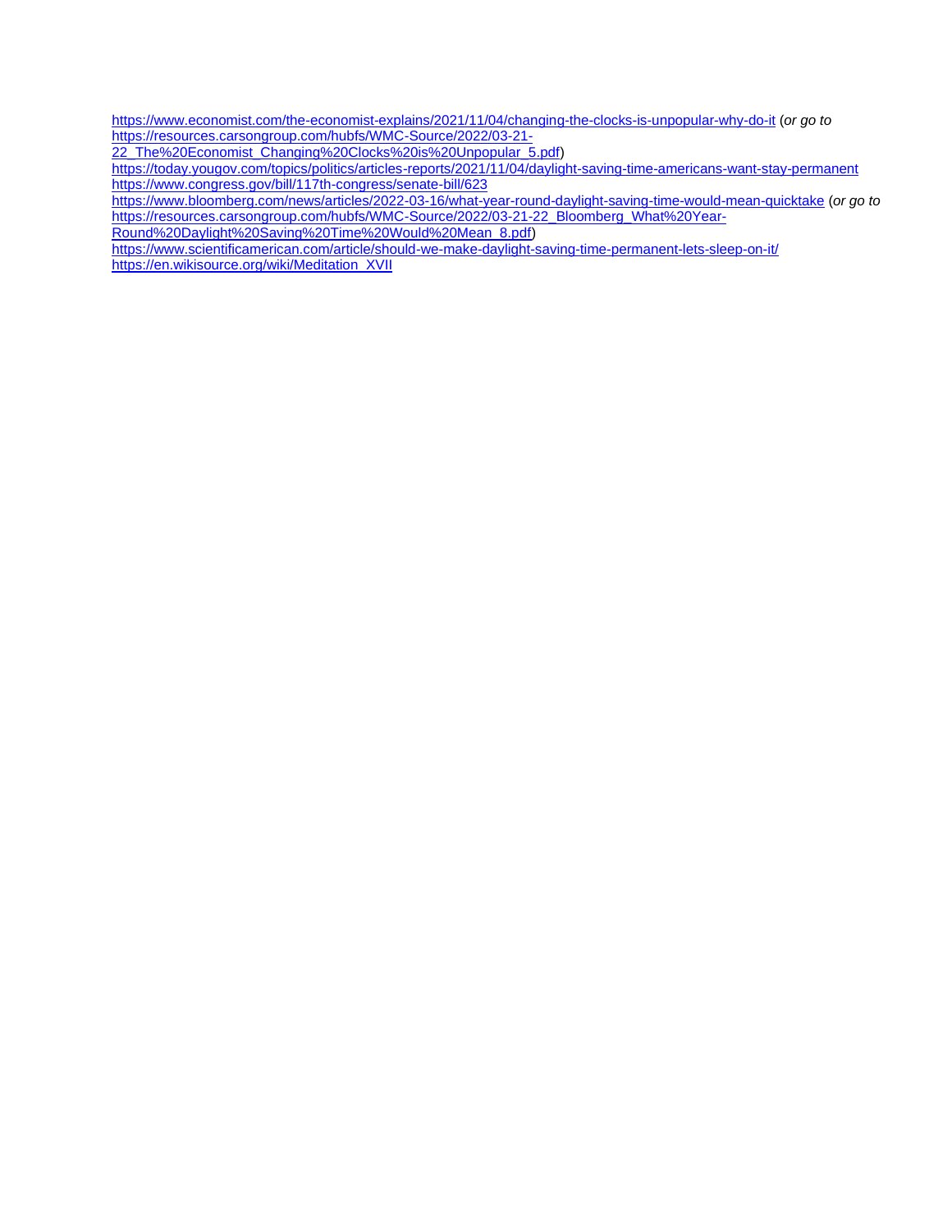https://www.economist.com/the-economist-explains/2021/11/04/changing-the-clocks-is-unpopular-why-do-it (*or go to* https://resources.carsongroup.com/hubfs/WMC-Source/2022/03-21-22_The%20Economist_Changing%20Clocks%20is%20Unpopular_5.pdf)

https://today.yougov.com/topics/politics/articles-reports/2021/11/04/daylight-saving-time-americans-want-stay-permanent

https://www.congress.gov/bill/117th-congress/senate-bill/623

https://www.bloomberg.com/news/articles/2022-03-16/what-year-round-daylight-saving-time-would-mean-quicktake (*or go to* https://resources.carsongroup.com/hubfs/WMC-Source/2022/03-21-22_Bloomberg_What%20Year-Round%20Daylight%20Saving%20Time%20Would%20Mean_8.pdf)

https://www.scientificamerican.com/article/should-we-make-daylight-saving-time-permanent-lets-sleep-on-it/

https://en.wikisource.org/wiki/Meditation_XVII